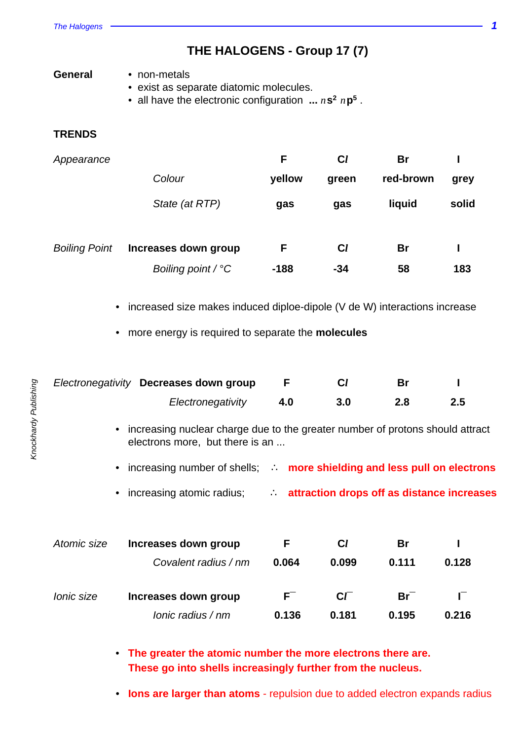# THE HALOGENS - Group 17 (7)

**General**

- non-metals
- exist as separate diatomic molecules.
- all have the electronic configuration **...** $n\mathbf{s^2}\ n\mathbf{p^5}$ .

## TRENDS

*Appearance*

| | F | Cl | Br | I |
|---|---|---|---|---|
| *Colour* | **yellow** | **green** | **red-brown** | **grey** |
| *State (at RTP)* | **gas** | **gas** | **liquid** | **solid** |

*Boiling Point* **Increases down group**

| | F | Cl | Br | I |
|---|---|---|---|---|
| *Boiling point / °C* | **-188** | **-34** | **58** | **183** |

- increased size makes induced diploe-dipole (V de W) interactions increase
- more energy is required to separate the **molecules**

*Electronegativity* **Decreases down group**

| | F | Cl | Br | I |
|---|---|---|---|---|
| *Electronegativity* | **4.0** | **3.0** | **2.8** | **2.5** |

- increasing nuclear charge due to the greater number of protons should attract electrons more, but there is an ...
- increasing number of shells; ∴ **more shielding and less pull on electrons**
- increasing atomic radius; ∴ **attraction drops off as distance increases**

*Atomic size* **Increases down group**

| | F | Cl | Br | I |
|---|---|---|---|---|
| *Covalent radius / nm* | **0.064** | **0.099** | **0.111** | **0.128** |

*Ionic size* **Increases down group**

| | $F^-$ | $Cl^-$ | $Br^-$ | $I^-$ |
|---|---|---|---|---|
| *Ionic radius / nm* | **0.136** | **0.181** | **0.195** | **0.216** |

- **The greater the atomic number the more electrons there are. These go into shells increasingly further from the nucleus.**
- **Ions are larger than atoms** - repulsion due to added electron expands radius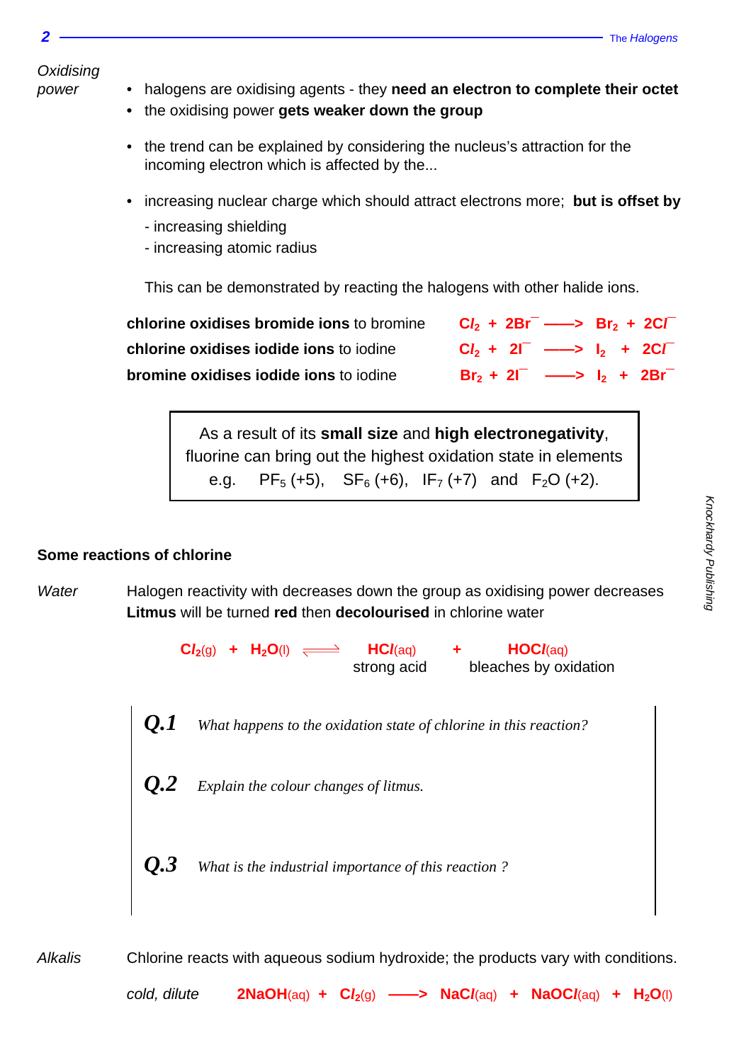*Oxidising power*

- halogens are oxidising agents - they **need an electron to complete their octet**
- the oxidising power **gets weaker down the group**

- the trend can be explained by considering the nucleus's attraction for the incoming electron which is affected by the...

- increasing nuclear charge which should attract electrons more; **but is offset by**
  - increasing shielding
  - increasing atomic radius

This can be demonstrated by reacting the halogens with other halide ions.

**chlorine oxidises bromide ions** to bromine $Cl_2 + 2Br^- \longrightarrow Br_2 + 2Cl^-$

**chlorine oxidises iodide ions** to iodine $Cl_2 + 2I^- \longrightarrow I_2 + 2Cl^-$

**bromine oxidises iodide ions** to iodine $Br_2 + 2I^- \longrightarrow I_2 + 2Br^-$

> As a result of its **small size** and **high electronegativity**, fluorine can bring out the highest oxidation state in elements e.g. $PF_5$ (+5), $SF_6$ (+6), $IF_7$ (+7) and $F_2O$ (+2).

## Some reactions of chlorine

*Water* Halogen reactivity with decreases down the group as oxidising power decreases **Litmus** will be turned **red** then **decolourised** in chlorine water

$$Cl_2(g) + H_2O(l) \rightleftharpoons HCl(aq) + HOCl(aq)$$

HCl(aq): strong acid; HOCl(aq): bleaches by oxidation

**Q.1** *What happens to the oxidation state of chlorine in this reaction?*

**Q.2** *Explain the colour changes of litmus.*

**Q.3** *What is the industrial importance of this reaction ?*

*Alkalis* Chlorine reacts with aqueous sodium hydroxide; the products vary with conditions.

*cold, dilute* $2NaOH(aq) + Cl_2(g) \longrightarrow NaCl(aq) + NaOCl(aq) + H_2O(l)$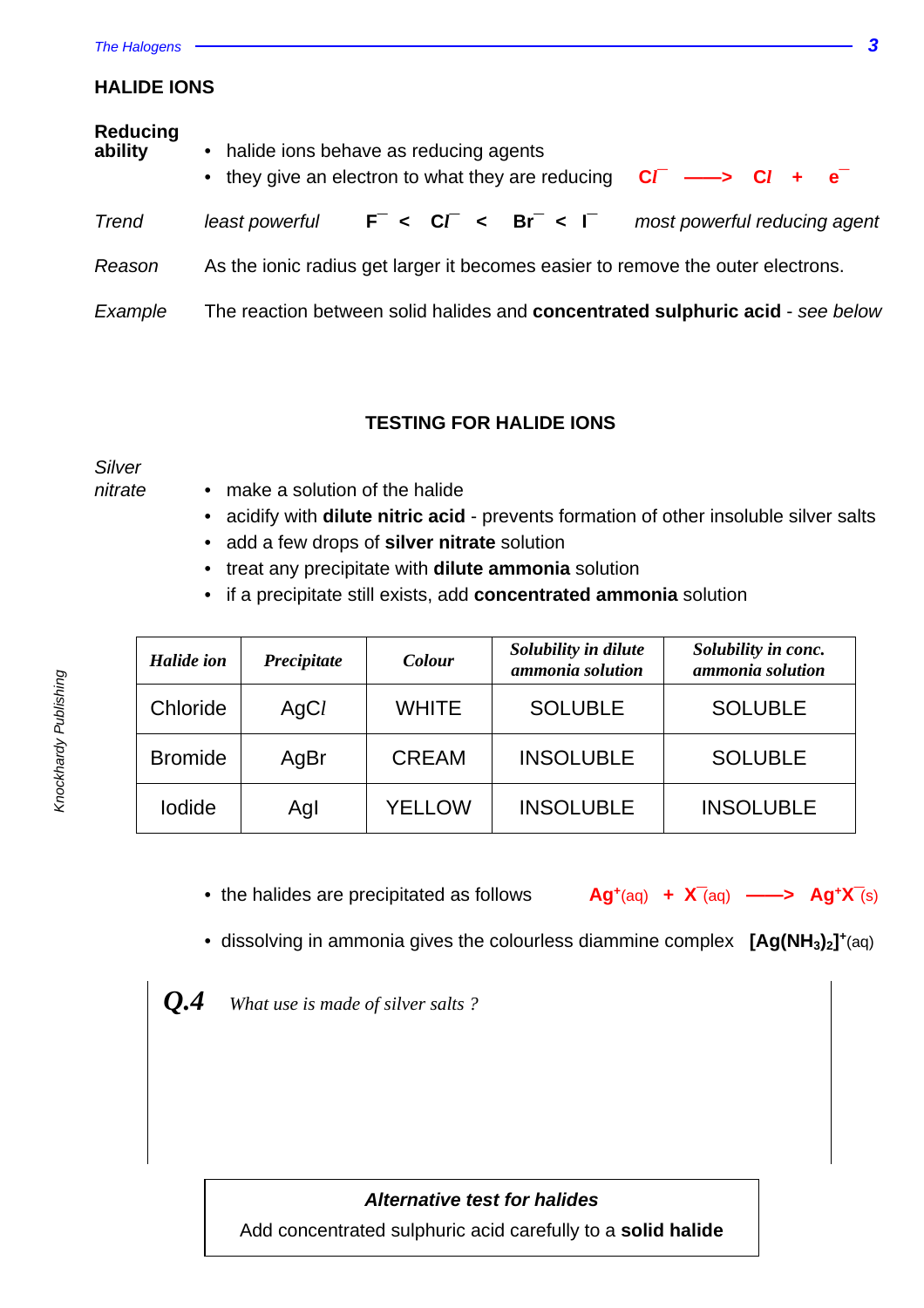## HALIDE IONS

**Reducing ability**

- halide ions behave as reducing agents
- they give an electron to what they are reducing $Cl^- \longrightarrow Cl + e^-$

*Trend* *least powerful* $F^- < Cl^- < Br^- < I^-$ *most powerful reducing agent*

*Reason* As the ionic radius get larger it becomes easier to remove the outer electrons.

*Example* The reaction between solid halides and **concentrated sulphuric acid** - *see below*

## TESTING FOR HALIDE IONS

*Silver nitrate*

- make a solution of the halide
- acidify with **dilute nitric acid** - prevents formation of other insoluble silver salts
- add a few drops of **silver nitrate** solution
- treat any precipitate with **dilute ammonia** solution
- if a precipitate still exists, add **concentrated ammonia** solution

| *Halide ion* | *Precipitate* | *Colour* | *Solubility in dilute ammonia solution* | *Solubility in conc. ammonia solution* |
|---|---|---|---|---|
| Chloride | AgCl | WHITE | SOLUBLE | SOLUBLE |
| Bromide | AgBr | CREAM | INSOLUBLE | SOLUBLE |
| Iodide | AgI | YELLOW | INSOLUBLE | INSOLUBLE |

- the halides are precipitated as follows $Ag^+(aq) + X^-(aq) \longrightarrow Ag^+X^-(s)$
- dissolving in ammonia gives the colourless diammine complex $[Ag(NH_3)_2]^+(aq)$

**Q.4** *What use is made of silver salts ?*

***Alternative test for halides***

Add concentrated sulphuric acid carefully to a **solid halide**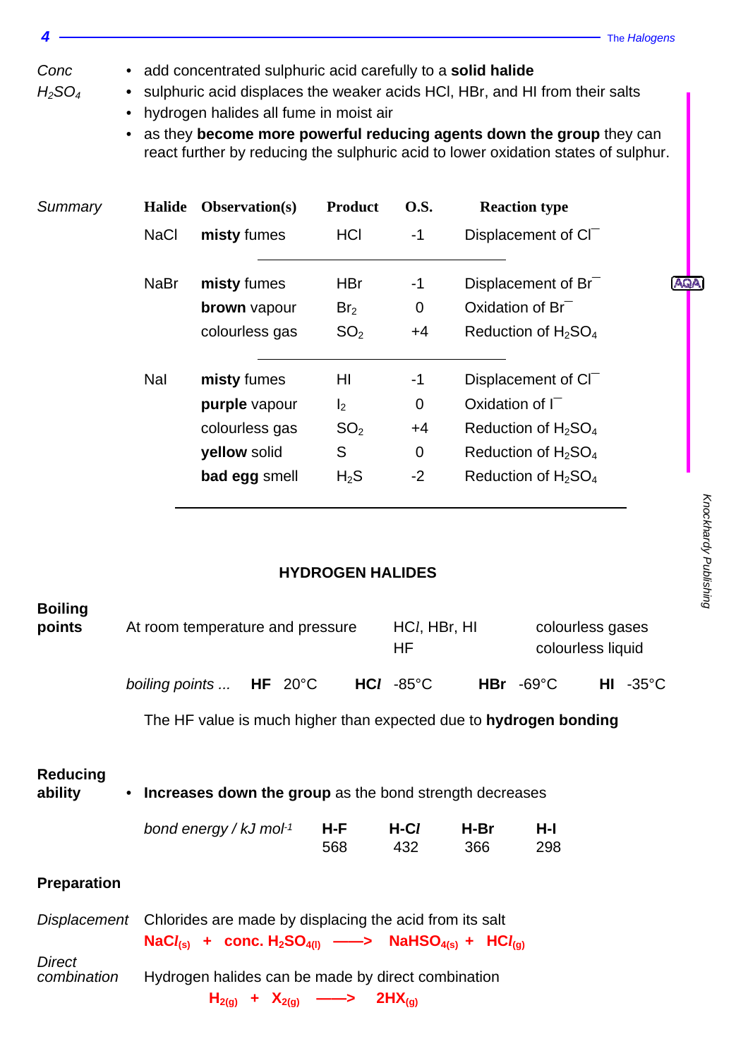*Conc $H_2SO_4$*

- add concentrated sulphuric acid carefully to a **solid halide**
- sulphuric acid displaces the weaker acids HCl, HBr, and HI from their salts
- hydrogen halides all fume in moist air
- as they **become more powerful reducing agents down the group** they can react further by reducing the sulphuric acid to lower oxidation states of sulphur.

*Summary*

| Halide | Observation(s) | Product | O.S. | Reaction type |
|---|---|---|---|---|
| NaCl | **misty** fumes | HCl | -1 | Displacement of $Cl^-$ |
| NaBr | **misty** fumes | HBr | -1 | Displacement of $Br^-$ |
| | **brown** vapour | $Br_2$ | 0 | Oxidation of $Br^-$ |
| | colourless gas | $SO_2$ | +4 | Reduction of $H_2SO_4$ |
| NaI | **misty** fumes | HI | -1 | Displacement of $Cl^-$ |
| | **purple** vapour | $I_2$ | 0 | Oxidation of $I^-$ |
| | colourless gas | $SO_2$ | +4 | Reduction of $H_2SO_4$ |
| | **yellow** solid | S | 0 | Reduction of $H_2SO_4$ |
| | **bad egg** smell | $H_2S$ | -2 | Reduction of $H_2SO_4$ |

AQA

## HYDROGEN HALIDES

**Boiling points**

At room temperature and pressure — HCl, HBr, HI: colourless gases; HF: colourless liquid

*boiling points ...* **HF** 20°C **HCl** -85°C **HBr** -69°C **HI** -35°C

The HF value is much higher than expected due to **hydrogen bonding**

**Reducing ability**

- **Increases down the group** as the bond strength decreases

| *bond energy / kJ mol$^{-1}$* | **H-F** | **H-Cl** | **H-Br** | **H-I** |
|---|---|---|---|---|
| | 568 | 432 | 366 | 298 |

**Preparation**

*Displacement* Chlorides are made by displacing the acid from its salt

$$NaCl_{(s)} + \text{conc. } H_2SO_{4(l)} \longrightarrow NaHSO_{4(s)} + HCl_{(g)}$$

*Direct combination* Hydrogen halides can be made by direct combination

$$H_{2(g)} + X_{2(g)} \longrightarrow 2HX_{(g)}$$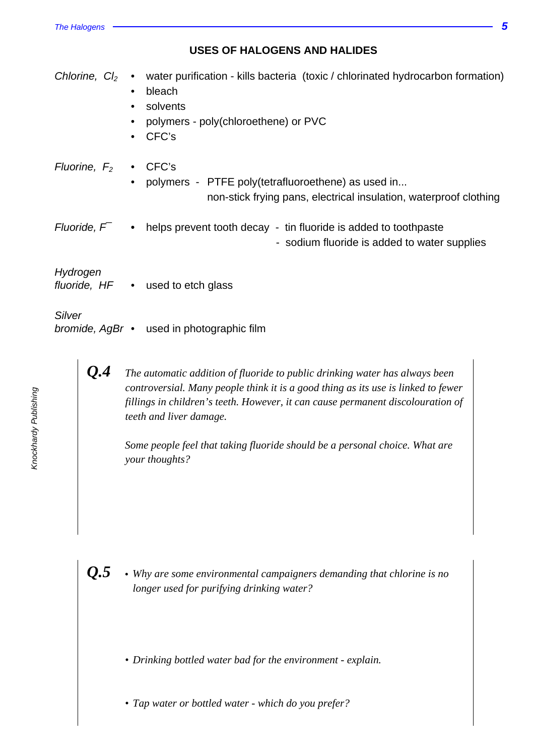## USES OF HALOGENS AND HALIDES

*Chlorine, $Cl_2$*

- water purification - kills bacteria (toxic / chlorinated hydrocarbon formation)
- bleach
- solvents
- polymers - poly(chloroethene) or PVC
- CFC's

*Fluorine, $F_2$*

- CFC's
- polymers - PTFE poly(tetrafluoroethene) as used in... non-stick frying pans, electrical insulation, waterproof clothing

*Fluoride, $F^-$*

- helps prevent tooth decay - tin fluoride is added to toothpaste
  - sodium fluoride is added to water supplies

*Hydrogen fluoride, HF*

- used to etch glass

*Silver bromide, AgBr*

- used in photographic film

**Q.4** *The automatic addition of fluoride to public drinking water has always been controversial. Many people think it is a good thing as its use is linked to fewer fillings in children's teeth. However, it can cause permanent discolouration of teeth and liver damage.*

*Some people feel that taking fluoride should be a personal choice. What are your thoughts?*

**Q.5**

- *Why are some environmental campaigners demanding that chlorine is no longer used for purifying drinking water?*
- *Drinking bottled water bad for the environment - explain.*
- *Tap water or bottled water - which do you prefer?*